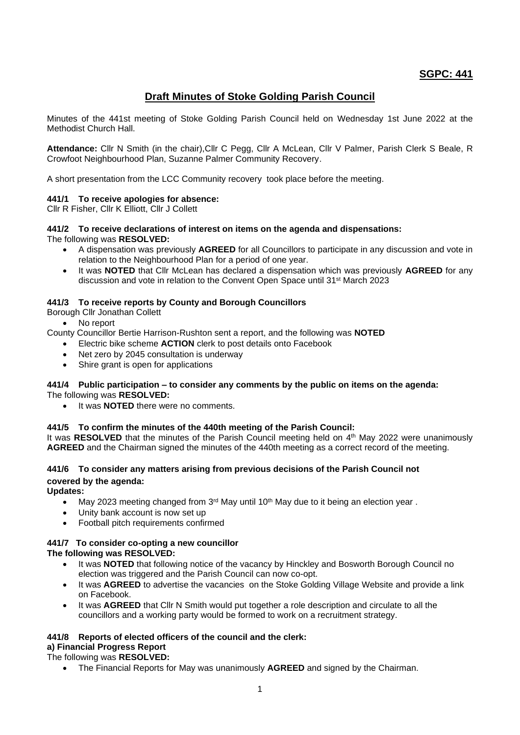**SGPC: 441**

# Draft Minutes of Stoke Golding Parish Council

Minutes of the 441st meeting of Stoke Golding Parish Council held on Wednesday 1st June 2022 at the Methodist Church Hall.

**Attendance:** Cllr N Smith (in the chair),Cllr C Pegg, Cllr A McLean, Cllr V Palmer, Parish Clerk S Beale, R Crowfoot Neighbourhood Plan, Suzanne Palmer Community Recovery.

A short presentation from the LCC Community recovery took place before the meeting.

### 441/1 To receive apologies for absence:

Cllr R Fisher, Cllr K Elliott, Cllr J Collett

### 441/2 To receive declarations of interest on items on the agenda and dispensations:

The following was **RESOLVED:**

- A dispensation was previously **AGREED** for all Councillors to participate in any discussion and vote in relation to the Neighbourhood Plan for a period of one year.
- It was **NOTED** that Cllr McLean has declared a dispensation which was previously **AGREED** for any discussion and vote in relation to the Convent Open Space until 31st March 2023

### 441/3 To receive reports by County and Borough Councillors

Borough Cllr Jonathan Collett

- No report

County Councillor Bertie Harrison-Rushton sent a report, and the following was **NOTED**

- Electric bike scheme **ACTION** clerk to post details onto Facebook
- Net zero by 2045 consultation is underway
- Shire grant is open for applications

### 441/4 Public participation – to consider any comments by the public on items on the agenda:

The following was **RESOLVED:**

- It was **NOTED** there were no comments.

### 441/5 To confirm the minutes of the 440th meeting of the Parish Council:

It was **RESOLVED** that the minutes of the Parish Council meeting held on 4th May 2022 were unanimously **AGREED** and the Chairman signed the minutes of the 440th meeting as a correct record of the meeting.

### 441/6 To consider any matters arising from previous decisions of the Parish Council not covered by the agenda:

**Updates:**

- May 2023 meeting changed from 3rd May until 10th May due to it being an election year .
- Unity bank account is now set up
- Football pitch requirements confirmed

### 441/7 To consider co-opting a new councillor

**The following was RESOLVED:**

- It was **NOTED** that following notice of the vacancy by Hinckley and Bosworth Borough Council no election was triggered and the Parish Council can now co-opt.
- It was **AGREED** to advertise the vacancies on the Stoke Golding Village Website and provide a link on Facebook.
- It was **AGREED** that Cllr N Smith would put together a role description and circulate to all the councillors and a working party would be formed to work on a recruitment strategy.

### 441/8 Reports of elected officers of the council and the clerk:

**a) Financial Progress Report**

The following was **RESOLVED:**

- The Financial Reports for May was unanimously **AGREED** and signed by the Chairman.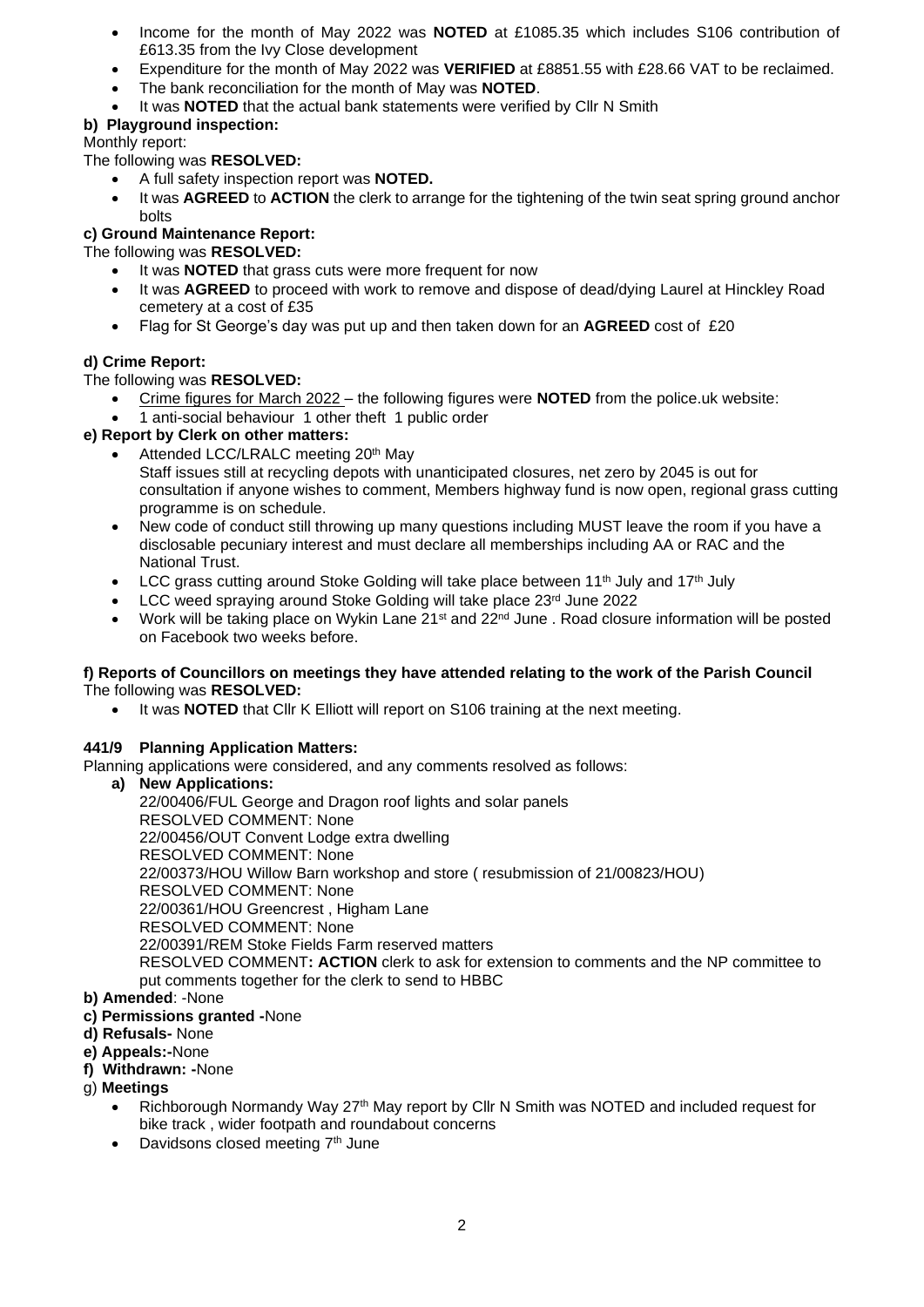- Income for the month of May 2022 was **NOTED** at £1085.35 which includes S106 contribution of £613.35 from the Ivy Close development
- Expenditure for the month of May 2022 was **VERIFIED** at £8851.55 with £28.66 VAT to be reclaimed.
- The bank reconciliation for the month of May was **NOTED**.
- It was **NOTED** that the actual bank statements were verified by Cllr N Smith

**b) Playground inspection:**

Monthly report:

The following was **RESOLVED:**

- A full safety inspection report was **NOTED.**
- It was **AGREED** to **ACTION** the clerk to arrange for the tightening of the twin seat spring ground anchor bolts

**c) Ground Maintenance Report:**

The following was **RESOLVED:**

- It was **NOTED** that grass cuts were more frequent for now
- It was **AGREED** to proceed with work to remove and dispose of dead/dying Laurel at Hinckley Road cemetery at a cost of £35
- Flag for St George's day was put up and then taken down for an **AGREED** cost of £20

**d) Crime Report:**

The following was **RESOLVED:**

- Crime figures for March 2022 – the following figures were **NOTED** from the police.uk website:
- 1 anti-social behaviour 1 other theft 1 public order

**e) Report by Clerk on other matters:**

- Attended LCC/LRALC meeting 20th May
  Staff issues still at recycling depots with unanticipated closures, net zero by 2045 is out for consultation if anyone wishes to comment, Members highway fund is now open, regional grass cutting programme is on schedule.
- New code of conduct still throwing up many questions including MUST leave the room if you have a disclosable pecuniary interest and must declare all memberships including AA or RAC and the National Trust.
- LCC grass cutting around Stoke Golding will take place between 11th July and 17th July
- LCC weed spraying around Stoke Golding will take place 23rd June 2022
- Work will be taking place on Wykin Lane 21st and 22nd June . Road closure information will be posted on Facebook two weeks before.

**f) Reports of Councillors on meetings they have attended relating to the work of the Parish Council**

The following was **RESOLVED:**

- It was **NOTED** that Cllr K Elliott will report on S106 training at the next meeting.

**441/9 Planning Application Matters:**

Planning applications were considered, and any comments resolved as follows:

**a) New Applications:**

22/00406/FUL George and Dragon roof lights and solar panels
RESOLVED COMMENT: None
22/00456/OUT Convent Lodge extra dwelling
RESOLVED COMMENT: None
22/00373/HOU Willow Barn workshop and store ( resubmission of 21/00823/HOU)
RESOLVED COMMENT: None
22/00361/HOU Greencrest , Higham Lane
RESOLVED COMMENT: None
22/00391/REM Stoke Fields Farm reserved matters
RESOLVED COMMENT**: ACTION** clerk to ask for extension to comments and the NP committee to put comments together for the clerk to send to HBBC

**b) Amended**: -None

**c) Permissions granted -**None

**d) Refusals-** None

**e) Appeals:-**None

**f) Withdrawn: -**None

g) **Meetings**

- Richborough Normandy Way 27th May report by Cllr N Smith was NOTED and included request for bike track , wider footpath and roundabout concerns
- Davidsons closed meeting 7th June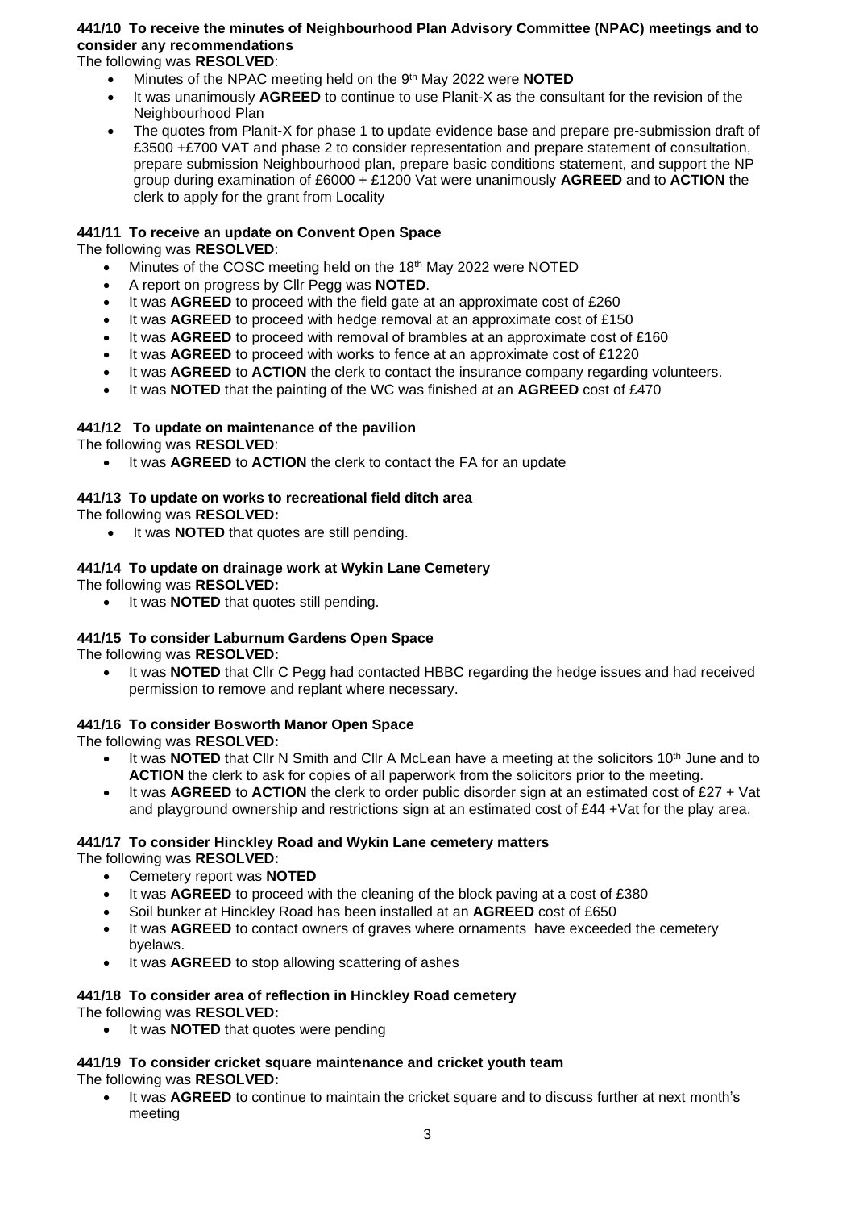**441/10 To receive the minutes of Neighbourhood Plan Advisory Committee (NPAC) meetings and to consider any recommendations**

The following was **RESOLVED**:

- Minutes of the NPAC meeting held on the 9th May 2022 were **NOTED**
- It was unanimously **AGREED** to continue to use Planit-X as the consultant for the revision of the Neighbourhood Plan
- The quotes from Planit-X for phase 1 to update evidence base and prepare pre-submission draft of £3500 +£700 VAT and phase 2 to consider representation and prepare statement of consultation, prepare submission Neighbourhood plan, prepare basic conditions statement, and support the NP group during examination of £6000 + £1200 Vat were unanimously **AGREED** and to **ACTION** the clerk to apply for the grant from Locality

**441/11 To receive an update on Convent Open Space**

The following was **RESOLVED**:

- Minutes of the COSC meeting held on the 18th May 2022 were NOTED
- A report on progress by Cllr Pegg was **NOTED**.
- It was **AGREED** to proceed with the field gate at an approximate cost of £260
- It was **AGREED** to proceed with hedge removal at an approximate cost of £150
- It was **AGREED** to proceed with removal of brambles at an approximate cost of £160
- It was **AGREED** to proceed with works to fence at an approximate cost of £1220
- It was **AGREED** to **ACTION** the clerk to contact the insurance company regarding volunteers.
- It was **NOTED** that the painting of the WC was finished at an **AGREED** cost of £470

**441/12 To update on maintenance of the pavilion**

The following was **RESOLVED**:

- It was **AGREED** to **ACTION** the clerk to contact the FA for an update

**441/13 To update on works to recreational field ditch area**

The following was **RESOLVED:**

- It was **NOTED** that quotes are still pending.

**441/14 To update on drainage work at Wykin Lane Cemetery**

The following was **RESOLVED:**

- It was **NOTED** that quotes still pending.

**441/15 To consider Laburnum Gardens Open Space**

The following was **RESOLVED:**

- It was **NOTED** that Cllr C Pegg had contacted HBBC regarding the hedge issues and had received permission to remove and replant where necessary.

**441/16 To consider Bosworth Manor Open Space**

The following was **RESOLVED:**

- It was **NOTED** that Cllr N Smith and Cllr A McLean have a meeting at the solicitors 10th June and to **ACTION** the clerk to ask for copies of all paperwork from the solicitors prior to the meeting.
- It was **AGREED** to **ACTION** the clerk to order public disorder sign at an estimated cost of £27 + Vat and playground ownership and restrictions sign at an estimated cost of £44 +Vat for the play area.

**441/17 To consider Hinckley Road and Wykin Lane cemetery matters**

The following was **RESOLVED:**

- Cemetery report was **NOTED**
- It was **AGREED** to proceed with the cleaning of the block paving at a cost of £380
- Soil bunker at Hinckley Road has been installed at an **AGREED** cost of £650
- It was **AGREED** to contact owners of graves where ornaments have exceeded the cemetery byelaws.
- It was **AGREED** to stop allowing scattering of ashes

**441/18 To consider area of reflection in Hinckley Road cemetery**

The following was **RESOLVED:**

- It was **NOTED** that quotes were pending

**441/19 To consider cricket square maintenance and cricket youth team**

The following was **RESOLVED:**

- It was **AGREED** to continue to maintain the cricket square and to discuss further at next month's meeting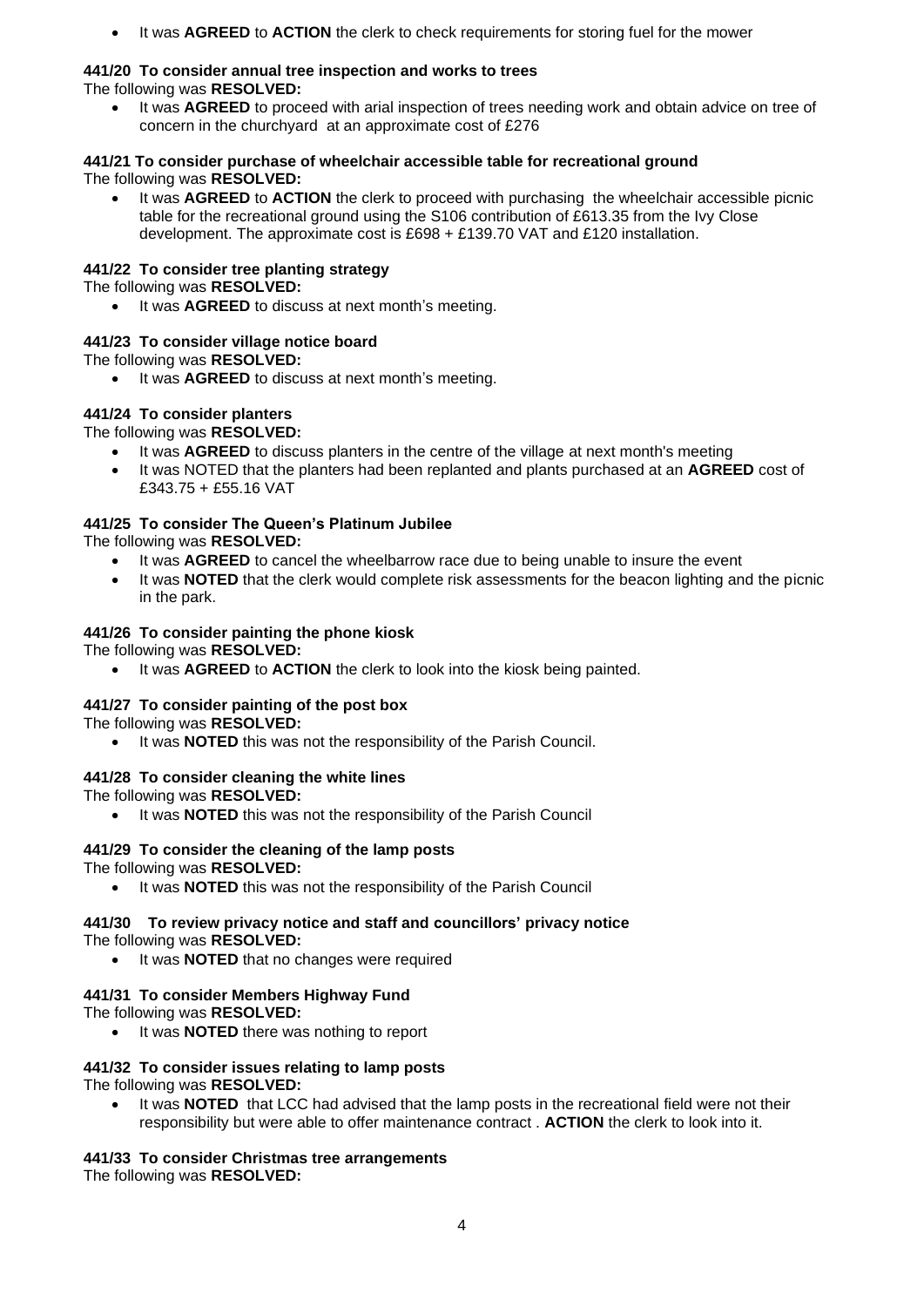- It was **AGREED** to **ACTION** the clerk to check requirements for storing fuel for the mower

**441/20 To consider annual tree inspection and works to trees**

The following was **RESOLVED:**

- It was **AGREED** to proceed with arial inspection of trees needing work and obtain advice on tree of concern in the churchyard at an approximate cost of £276

**441/21 To consider purchase of wheelchair accessible table for recreational ground**

The following was **RESOLVED:**

- It was **AGREED** to **ACTION** the clerk to proceed with purchasing the wheelchair accessible picnic table for the recreational ground using the S106 contribution of £613.35 from the Ivy Close development. The approximate cost is £698 + £139.70 VAT and £120 installation.

**441/22 To consider tree planting strategy**

The following was **RESOLVED:**

- It was **AGREED** to discuss at next month's meeting.

**441/23 To consider village notice board**

The following was **RESOLVED:**

- It was **AGREED** to discuss at next month's meeting.

**441/24 To consider planters**

The following was **RESOLVED:**

- It was **AGREED** to discuss planters in the centre of the village at next month's meeting
- It was NOTED that the planters had been replanted and plants purchased at an **AGREED** cost of £343.75 + £55.16 VAT

**441/25 To consider The Queen's Platinum Jubilee**

The following was **RESOLVED:**

- It was **AGREED** to cancel the wheelbarrow race due to being unable to insure the event
- It was **NOTED** that the clerk would complete risk assessments for the beacon lighting and the picnic in the park.

**441/26 To consider painting the phone kiosk**

The following was **RESOLVED:**

- It was **AGREED** to **ACTION** the clerk to look into the kiosk being painted.

**441/27 To consider painting of the post box**

The following was **RESOLVED:**

- It was **NOTED** this was not the responsibility of the Parish Council.

**441/28 To consider cleaning the white lines**

The following was **RESOLVED:**

- It was **NOTED** this was not the responsibility of the Parish Council

**441/29 To consider the cleaning of the lamp posts**

The following was **RESOLVED:**

- It was **NOTED** this was not the responsibility of the Parish Council

**441/30 To review privacy notice and staff and councillors' privacy notice**

The following was **RESOLVED:**

- It was **NOTED** that no changes were required

**441/31 To consider Members Highway Fund**

The following was **RESOLVED:**

- It was **NOTED** there was nothing to report

**441/32 To consider issues relating to lamp posts**

The following was **RESOLVED:**

- It was **NOTED** that LCC had advised that the lamp posts in the recreational field were not their responsibility but were able to offer maintenance contract . **ACTION** the clerk to look into it.

**441/33 To consider Christmas tree arrangements**

The following was **RESOLVED:**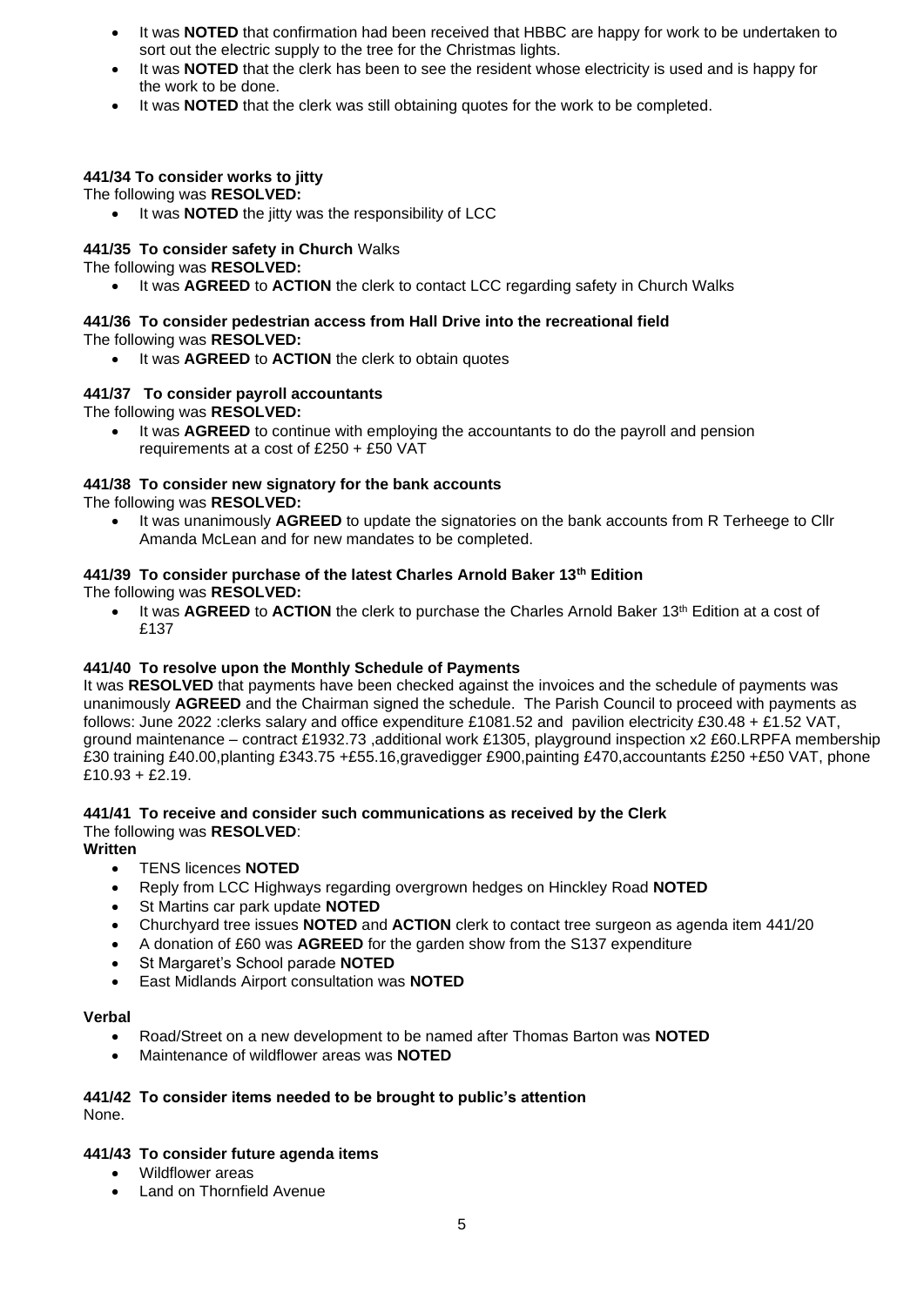- It was **NOTED** that confirmation had been received that HBBC are happy for work to be undertaken to sort out the electric supply to the tree for the Christmas lights.
- It was **NOTED** that the clerk has been to see the resident whose electricity is used and is happy for the work to be done.
- It was **NOTED** that the clerk was still obtaining quotes for the work to be completed.

**441/34 To consider works to jitty**

The following was **RESOLVED:**

- It was **NOTED** the jitty was the responsibility of LCC

**441/35 To consider safety in Church** Walks

The following was **RESOLVED:**

- It was **AGREED** to **ACTION** the clerk to contact LCC regarding safety in Church Walks

**441/36 To consider pedestrian access from Hall Drive into the recreational field**

The following was **RESOLVED:**

- It was **AGREED** to **ACTION** the clerk to obtain quotes

**441/37 To consider payroll accountants**

The following was **RESOLVED:**

- It was **AGREED** to continue with employing the accountants to do the payroll and pension requirements at a cost of £250 + £50 VAT

**441/38 To consider new signatory for the bank accounts**

The following was **RESOLVED:**

- It was unanimously **AGREED** to update the signatories on the bank accounts from R Terheege to Cllr Amanda McLean and for new mandates to be completed.

**441/39 To consider purchase of the latest Charles Arnold Baker 13th Edition**

The following was **RESOLVED:**

- It was **AGREED** to **ACTION** the clerk to purchase the Charles Arnold Baker 13th Edition at a cost of £137

**441/40 To resolve upon the Monthly Schedule of Payments**

It was **RESOLVED** that payments have been checked against the invoices and the schedule of payments was unanimously **AGREED** and the Chairman signed the schedule. The Parish Council to proceed with payments as follows: June 2022 :clerks salary and office expenditure £1081.52 and pavilion electricity £30.48 + £1.52 VAT, ground maintenance – contract £1932.73 ,additional work £1305, playground inspection x2 £60.LRPFA membership £30 training £40.00,planting £343.75 +£55.16,gravedigger £900,painting £470,accountants £250 +£50 VAT, phone £10.93 + £2.19.

**441/41 To receive and consider such communications as received by the Clerk**

The following was **RESOLVED**:

**Written**

- TENS licences **NOTED**
- Reply from LCC Highways regarding overgrown hedges on Hinckley Road **NOTED**
- St Martins car park update **NOTED**
- Churchyard tree issues **NOTED** and **ACTION** clerk to contact tree surgeon as agenda item 441/20
- A donation of £60 was **AGREED** for the garden show from the S137 expenditure
- St Margaret's School parade **NOTED**
- East Midlands Airport consultation was **NOTED**

**Verbal**

- Road/Street on a new development to be named after Thomas Barton was **NOTED**
- Maintenance of wildflower areas was **NOTED**

**441/42 To consider items needed to be brought to public's attention**

None.

**441/43 To consider future agenda items**

- Wildflower areas
- Land on Thornfield Avenue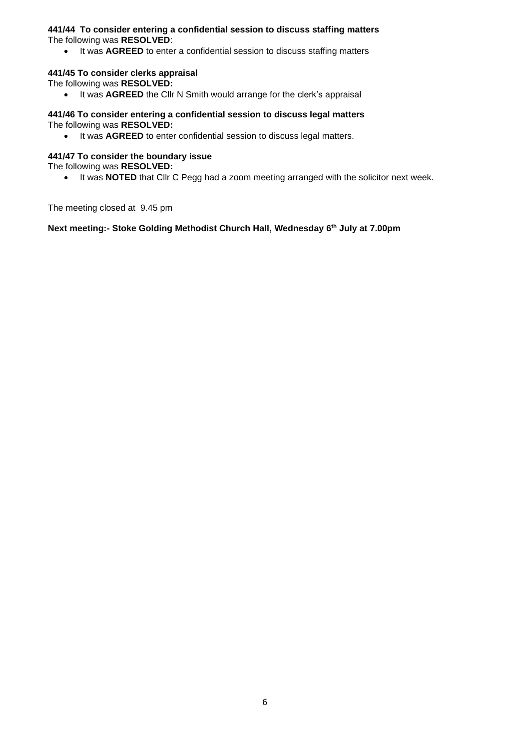**441/44 To consider entering a confidential session to discuss staffing matters**

The following was **RESOLVED**:

- It was **AGREED** to enter a confidential session to discuss staffing matters

**441/45 To consider clerks appraisal**

The following was **RESOLVED:**

- It was **AGREED** the Cllr N Smith would arrange for the clerk's appraisal

**441/46 To consider entering a confidential session to discuss legal matters**

The following was **RESOLVED:**

- It was **AGREED** to enter confidential session to discuss legal matters.

**441/47 To consider the boundary issue**

The following was **RESOLVED:**

- It was **NOTED** that Cllr C Pegg had a zoom meeting arranged with the solicitor next week.

The meeting closed at 9.45 pm

**Next meeting:- Stoke Golding Methodist Church Hall, Wednesday 6th July at 7.00pm**